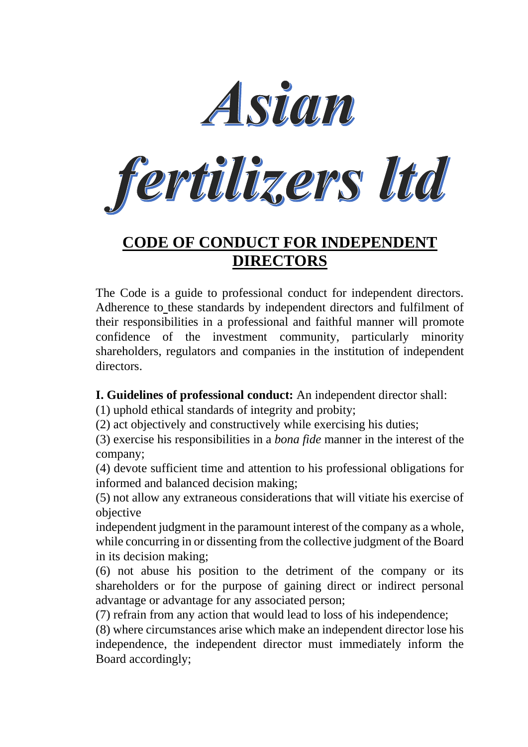# Asian fertilizers ltd

## CODE OF CONDUCT FOR INDEPENDENT DIRECTORS

The Code is a guide to professional conduct for independent directors. Adherence to these standards by independent directors and fulfilment of their responsibilities in a professional and faithful manner will promote confidence of the investment community, particularly minority shareholders, regulators and companies in the institution of independent directors.

**I. Guidelines of professional conduct:** An independent director shall:

(1) uphold ethical standards of integrity and probity;

(2) act objectively and constructively while exercising his duties;

(3) exercise his responsibilities in a *bona fide* manner in the interest of the company;

(4) devote sufficient time and attention to his professional obligations for informed and balanced decision making;

(5) not allow any extraneous considerations that will vitiate his exercise of objective independent judgment in the paramount interest of the company as a whole, while concurring in or dissenting from the collective judgment of the Board in its decision making;

(6) not abuse his position to the detriment of the company or its shareholders or for the purpose of gaining direct or indirect personal advantage or advantage for any associated person;

(7) refrain from any action that would lead to loss of his independence;

(8) where circumstances arise which make an independent director lose his independence, the independent director must immediately inform the Board accordingly;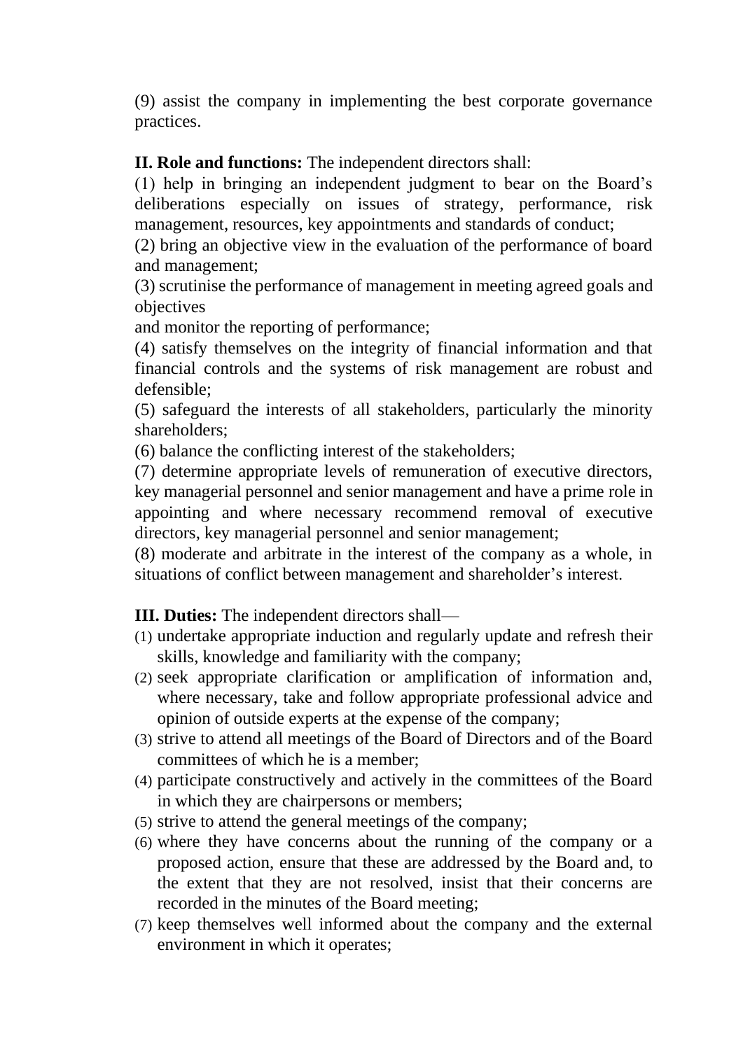(9) assist the company in implementing the best corporate governance practices.

**II. Role and functions:** The independent directors shall:

(1) help in bringing an independent judgment to bear on the Board's deliberations especially on issues of strategy, performance, risk management, resources, key appointments and standards of conduct;

(2) bring an objective view in the evaluation of the performance of board and management;

(3) scrutinise the performance of management in meeting agreed goals and objectives
and monitor the reporting of performance;

(4) satisfy themselves on the integrity of financial information and that financial controls and the systems of risk management are robust and defensible;

(5) safeguard the interests of all stakeholders, particularly the minority shareholders;

(6) balance the conflicting interest of the stakeholders;

(7) determine appropriate levels of remuneration of executive directors, key managerial personnel and senior management and have a prime role in appointing and where necessary recommend removal of executive directors, key managerial personnel and senior management;

(8) moderate and arbitrate in the interest of the company as a whole, in situations of conflict between management and shareholder's interest.

**III. Duties:** The independent directors shall—

(1) undertake appropriate induction and regularly update and refresh their skills, knowledge and familiarity with the company;

(2) seek appropriate clarification or amplification of information and, where necessary, take and follow appropriate professional advice and opinion of outside experts at the expense of the company;

(3) strive to attend all meetings of the Board of Directors and of the Board committees of which he is a member;

(4) participate constructively and actively in the committees of the Board in which they are chairpersons or members;

(5) strive to attend the general meetings of the company;

(6) where they have concerns about the running of the company or a proposed action, ensure that these are addressed by the Board and, to the extent that they are not resolved, insist that their concerns are recorded in the minutes of the Board meeting;

(7) keep themselves well informed about the company and the external environment in which it operates;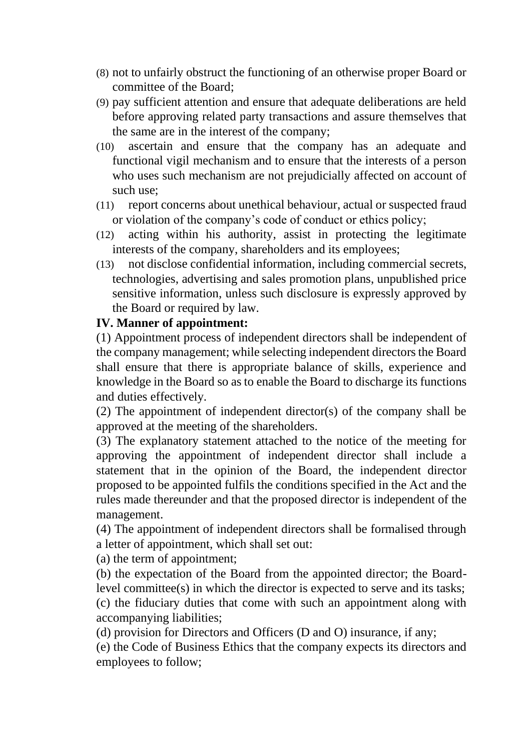(8) not to unfairly obstruct the functioning of an otherwise proper Board or committee of the Board;

(9) pay sufficient attention and ensure that adequate deliberations are held before approving related party transactions and assure themselves that the same are in the interest of the company;

(10) ascertain and ensure that the company has an adequate and functional vigil mechanism and to ensure that the interests of a person who uses such mechanism are not prejudicially affected on account of such use;

(11) report concerns about unethical behaviour, actual or suspected fraud or violation of the company's code of conduct or ethics policy;

(12) acting within his authority, assist in protecting the legitimate interests of the company, shareholders and its employees;

(13) not disclose confidential information, including commercial secrets, technologies, advertising and sales promotion plans, unpublished price sensitive information, unless such disclosure is expressly approved by the Board or required by law.

**IV. Manner of appointment:**

(1) Appointment process of independent directors shall be independent of the company management; while selecting independent directors the Board shall ensure that there is appropriate balance of skills, experience and knowledge in the Board so as to enable the Board to discharge its functions and duties effectively.

(2) The appointment of independent director(s) of the company shall be approved at the meeting of the shareholders.

(3) The explanatory statement attached to the notice of the meeting for approving the appointment of independent director shall include a statement that in the opinion of the Board, the independent director proposed to be appointed fulfils the conditions specified in the Act and the rules made thereunder and that the proposed director is independent of the management.

(4) The appointment of independent directors shall be formalised through a letter of appointment, which shall set out:

(a) the term of appointment;

(b) the expectation of the Board from the appointed director; the Board-level committee(s) in which the director is expected to serve and its tasks;

(c) the fiduciary duties that come with such an appointment along with accompanying liabilities;

(d) provision for Directors and Officers (D and O) insurance, if any;

(e) the Code of Business Ethics that the company expects its directors and employees to follow;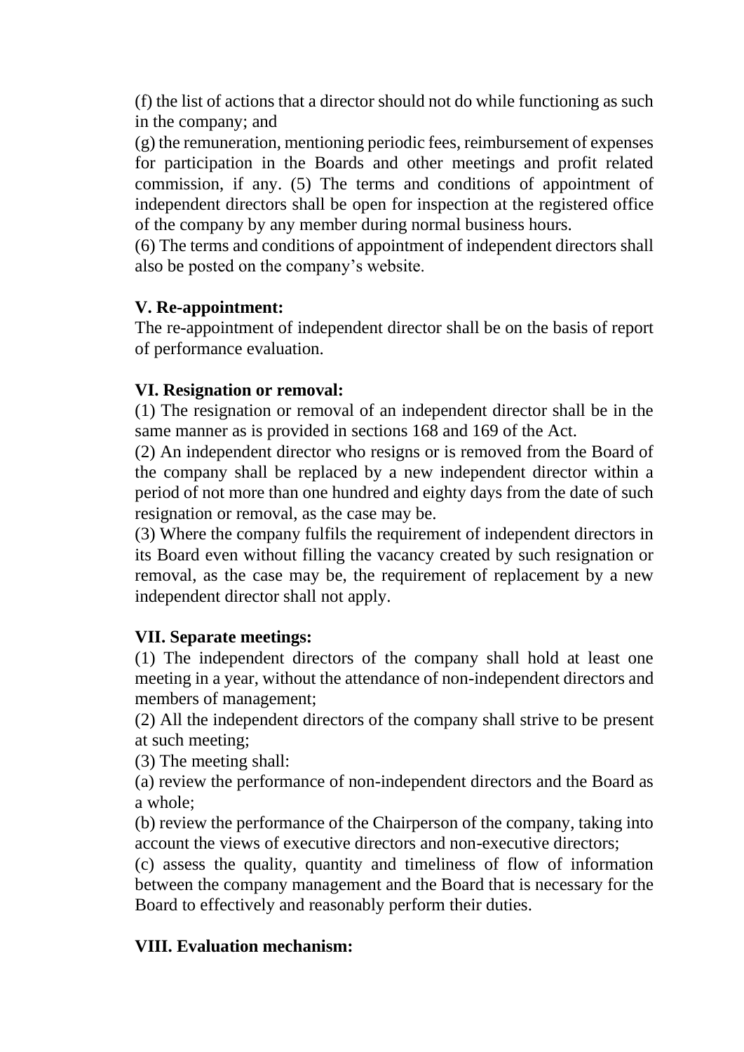(f) the list of actions that a director should not do while functioning as such in the company; and

(g) the remuneration, mentioning periodic fees, reimbursement of expenses for participation in the Boards and other meetings and profit related commission, if any. (5) The terms and conditions of appointment of independent directors shall be open for inspection at the registered office of the company by any member during normal business hours.

(6) The terms and conditions of appointment of independent directors shall also be posted on the company's website.

**V. Re-appointment:**

The re-appointment of independent director shall be on the basis of report of performance evaluation.

**VI. Resignation or removal:**

(1) The resignation or removal of an independent director shall be in the same manner as is provided in sections 168 and 169 of the Act.

(2) An independent director who resigns or is removed from the Board of the company shall be replaced by a new independent director within a period of not more than one hundred and eighty days from the date of such resignation or removal, as the case may be.

(3) Where the company fulfils the requirement of independent directors in its Board even without filling the vacancy created by such resignation or removal, as the case may be, the requirement of replacement by a new independent director shall not apply.

**VII. Separate meetings:**

(1) The independent directors of the company shall hold at least one meeting in a year, without the attendance of non-independent directors and members of management;

(2) All the independent directors of the company shall strive to be present at such meeting;

(3) The meeting shall:

(a) review the performance of non-independent directors and the Board as a whole;

(b) review the performance of the Chairperson of the company, taking into account the views of executive directors and non-executive directors;

(c) assess the quality, quantity and timeliness of flow of information between the company management and the Board that is necessary for the Board to effectively and reasonably perform their duties.

**VIII. Evaluation mechanism:**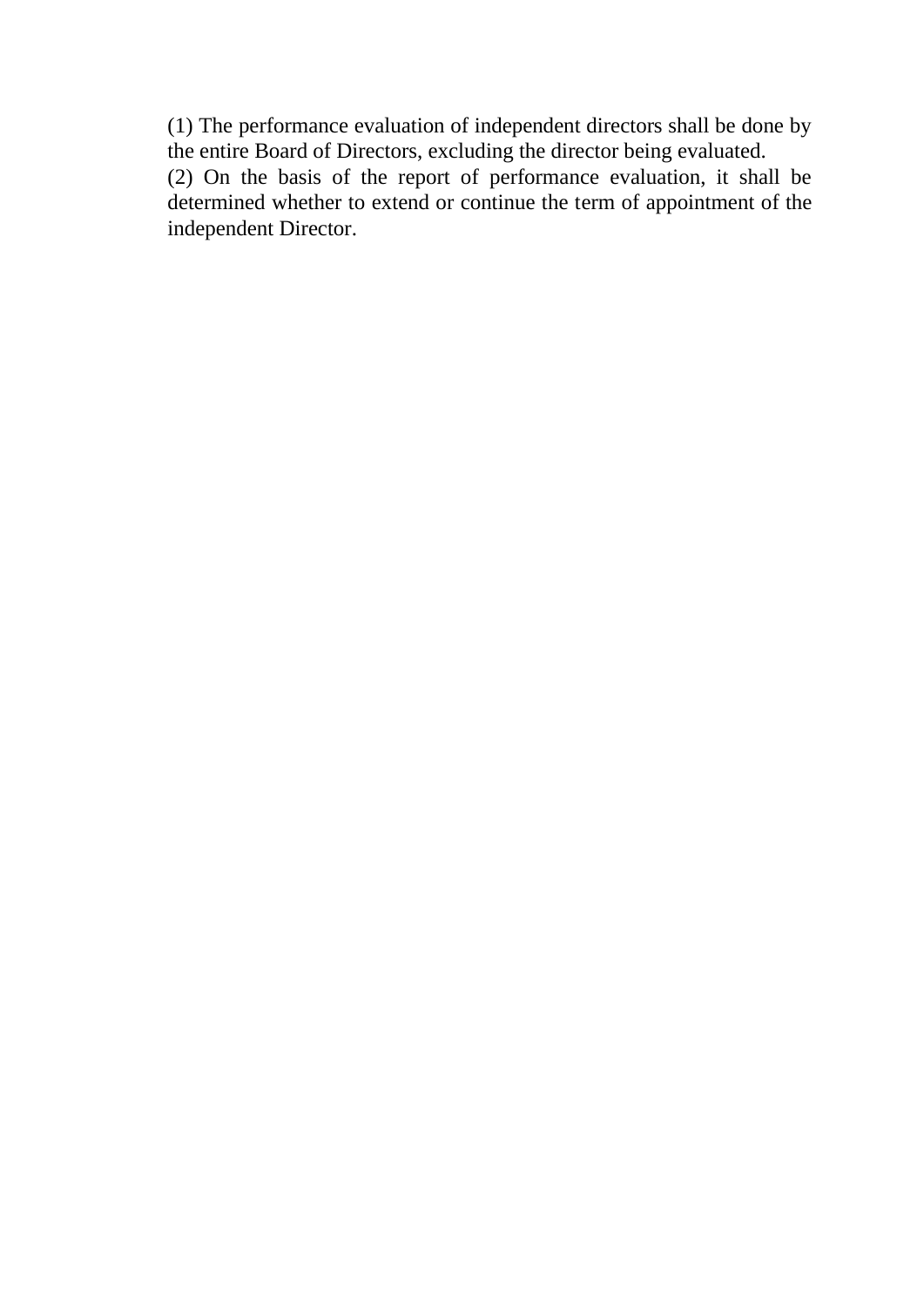(1) The performance evaluation of independent directors shall be done by the entire Board of Directors, excluding the director being evaluated.

(2) On the basis of the report of performance evaluation, it shall be determined whether to extend or continue the term of appointment of the independent Director.